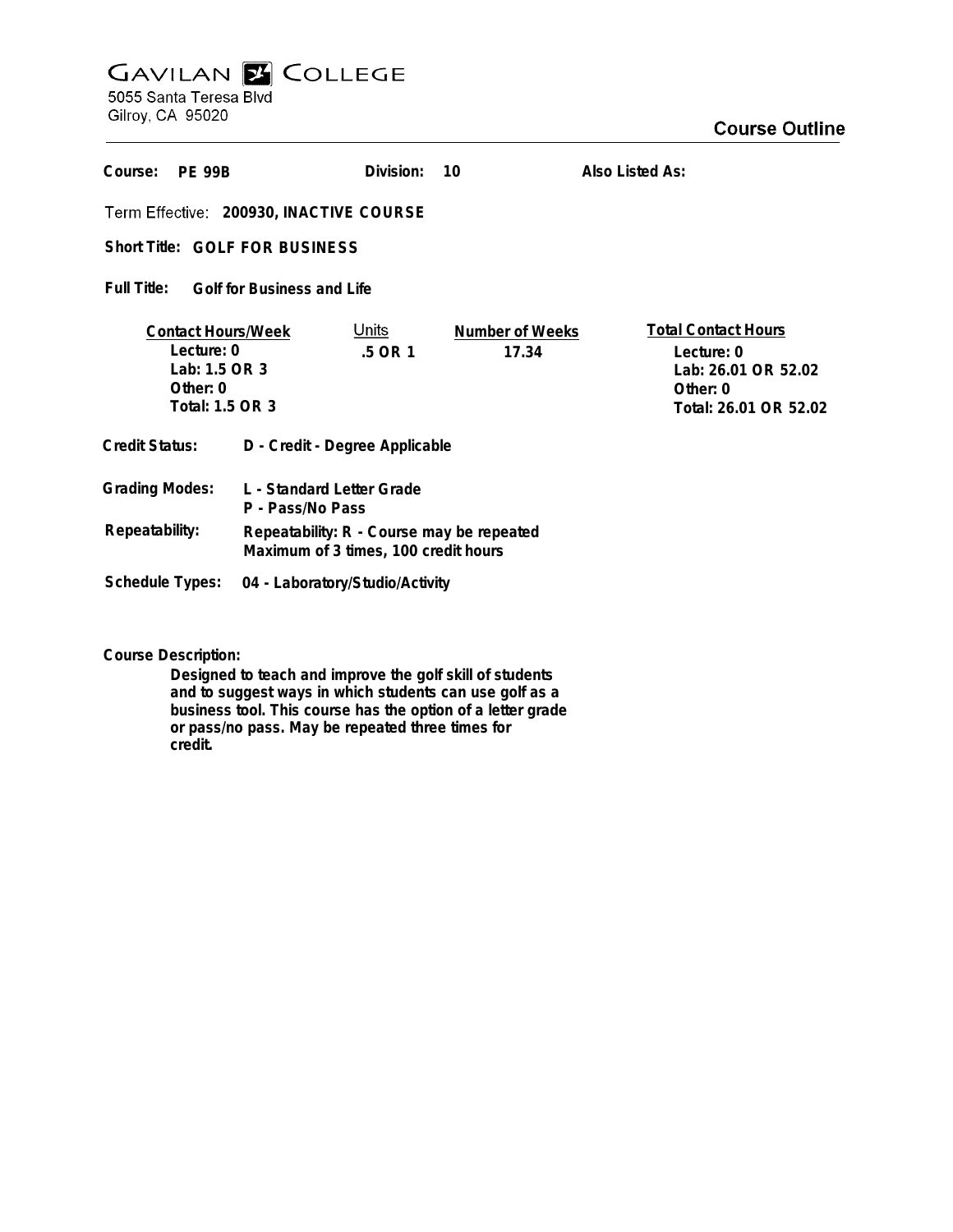# GAVILAN COLLEGE

5055 Santa Teresa Blvd
Gilroy, CA 95020

## Course Outline

**Course:** PE 99B **Division:** 10 **Also Listed As:**

**Term Effective:** 200930, INACTIVE COURSE

**Short Title:** GOLF FOR BUSINESS

**Full Title:** Golf for Business and Life

| Contact Hours/Week | Units | Number of Weeks | Total Contact Hours |
|---|---|---|---|
| Lecture: 0 | .5 OR 1 | 17.34 | Lecture: 0 |
| Lab: 1.5 OR 3 | | | Lab: 26.01 OR 52.02 |
| Other: 0 | | | Other: 0 |
| Total: 1.5 OR 3 | | | Total: 26.01 OR 52.02 |

**Credit Status:** D - Credit - Degree Applicable

**Grading Modes:** L - Standard Letter Grade
P - Pass/No Pass

**Repeatability:** Repeatability: R - Course may be repeated
Maximum of 3 times, 100 credit hours

**Schedule Types:** 04 - Laboratory/Studio/Activity

**Course Description:**

Designed to teach and improve the golf skill of students and to suggest ways in which students can use golf as a business tool. This course has the option of a letter grade or pass/no pass. May be repeated three times for credit.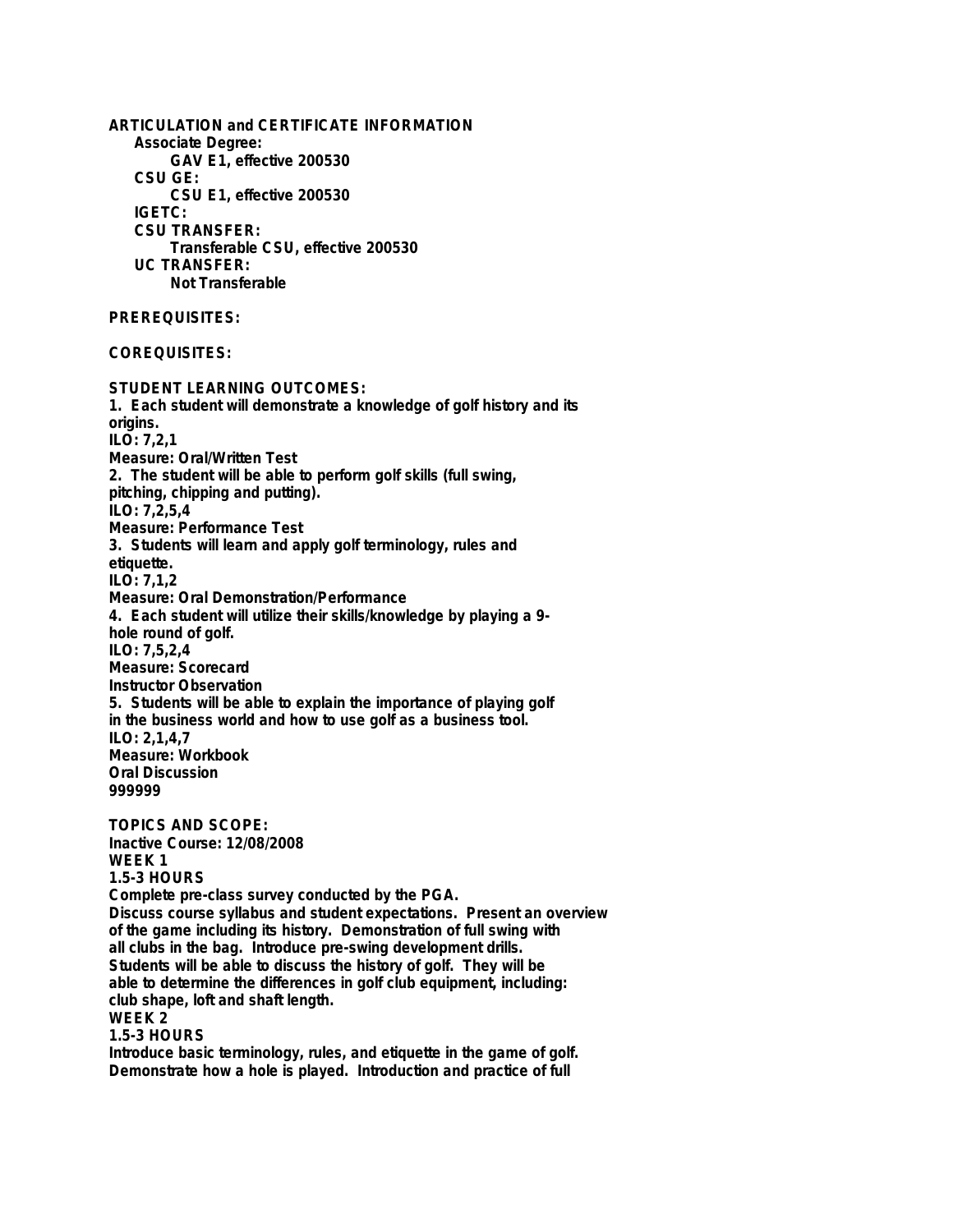**ARTICULATION and CERTIFICATE INFORMATION**

- **Associate Degree:**
  - **GAV E1, effective 200530**
- **CSU GE:**
  - **CSU E1, effective 200530**
- **IGETC:**
- **CSU TRANSFER:**
  - **Transferable CSU, effective 200530**
- **UC TRANSFER:**
  - **Not Transferable**

**PREREQUISITES:**

**COREQUISITES:**

**STUDENT LEARNING OUTCOMES:**

**1. Each student will demonstrate a knowledge of golf history and its origins.**
**ILO: 7,2,1**
**Measure: Oral/Written Test**

**2. The student will be able to perform golf skills (full swing, pitching, chipping and putting).**
**ILO: 7,2,5,4**
**Measure: Performance Test**

**3. Students will learn and apply golf terminology, rules and etiquette.**
**ILO: 7,1,2**
**Measure: Oral Demonstration/Performance**

**4. Each student will utilize their skills/knowledge by playing a 9-hole round of golf.**
**ILO: 7,5,2,4**
**Measure: Scorecard**
**Instructor Observation**

**5. Students will be able to explain the importance of playing golf in the business world and how to use golf as a business tool.**
**ILO: 2,1,4,7**
**Measure: Workbook**
**Oral Discussion**
**999999**

**TOPICS AND SCOPE:**

**Inactive Course: 12/08/2008**

**WEEK 1**
**1.5-3 HOURS**
**Complete pre-class survey conducted by the PGA.**
**Discuss course syllabus and student expectations. Present an overview of the game including its history. Demonstration of full swing with all clubs in the bag. Introduce pre-swing development drills.**
**Students will be able to discuss the history of golf. They will be able to determine the differences in golf club equipment, including: club shape, loft and shaft length.**

**WEEK 2**
**1.5-3 HOURS**
**Introduce basic terminology, rules, and etiquette in the game of golf.**
**Demonstrate how a hole is played. Introduction and practice of full**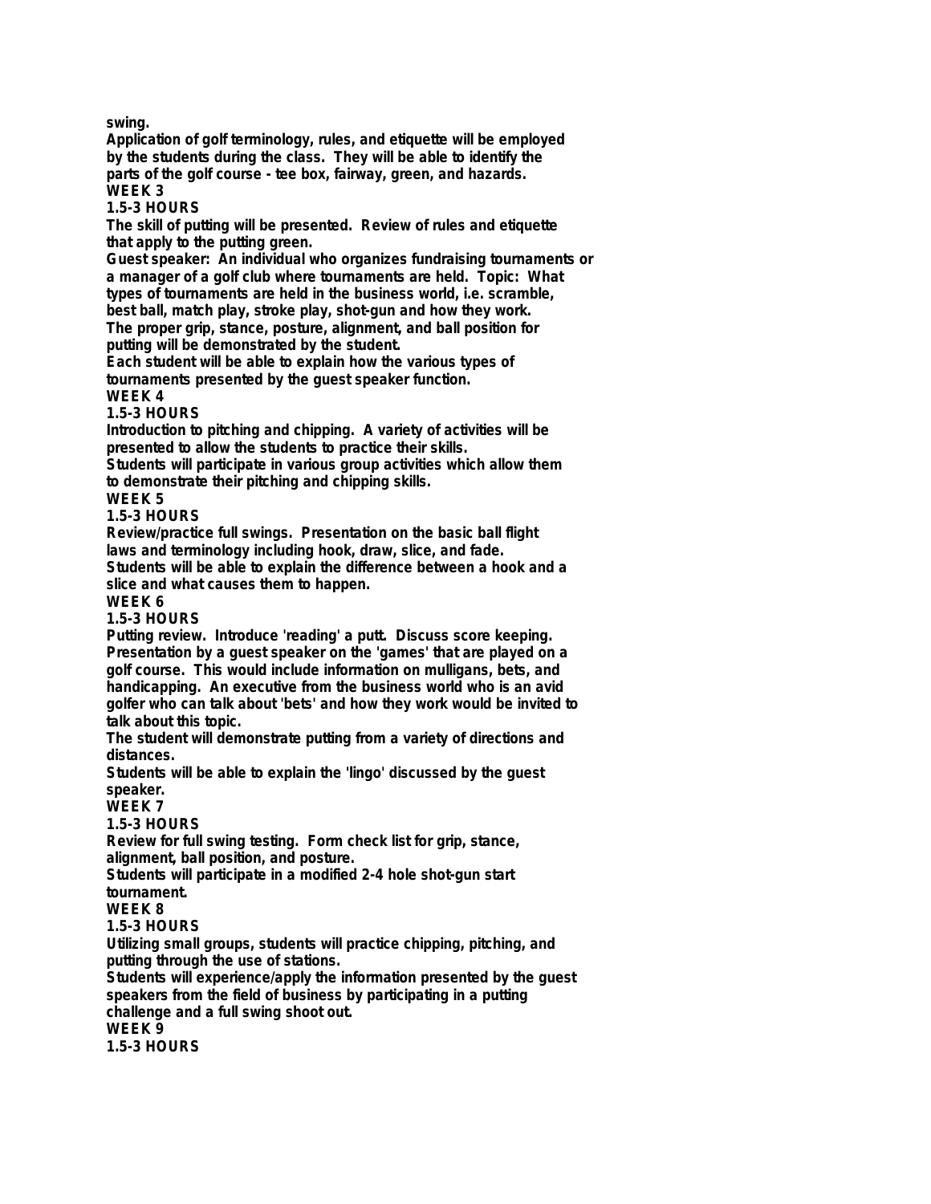swing.
Application of golf terminology, rules, and etiquette will be employed by the students during the class. They will be able to identify the parts of the golf course - tee box, fairway, green, and hazards.

**WEEK 3**

**1.5-3 HOURS**

The skill of putting will be presented. Review of rules and etiquette that apply to the putting green.
Guest speaker: An individual who organizes fundraising tournaments or a manager of a golf club where tournaments are held. Topic: What types of tournaments are held in the business world, i.e. scramble, best ball, match play, stroke play, shot-gun and how they work.
The proper grip, stance, posture, alignment, and ball position for putting will be demonstrated by the student.
Each student will be able to explain how the various types of tournaments presented by the guest speaker function.

**WEEK 4**

**1.5-3 HOURS**

Introduction to pitching and chipping. A variety of activities will be presented to allow the students to practice their skills.
Students will participate in various group activities which allow them to demonstrate their pitching and chipping skills.

**WEEK 5**

**1.5-3 HOURS**

Review/practice full swings. Presentation on the basic ball flight laws and terminology including hook, draw, slice, and fade.
Students will be able to explain the difference between a hook and a slice and what causes them to happen.

**WEEK 6**

**1.5-3 HOURS**

Putting review. Introduce 'reading' a putt. Discuss score keeping.
Presentation by a guest speaker on the 'games' that are played on a golf course. This would include information on mulligans, bets, and handicapping. An executive from the business world who is an avid golfer who can talk about 'bets' and how they work would be invited to talk about this topic.
The student will demonstrate putting from a variety of directions and distances.
Students will be able to explain the 'lingo' discussed by the guest speaker.

**WEEK 7**

**1.5-3 HOURS**

Review for full swing testing. Form check list for grip, stance, alignment, ball position, and posture.
Students will participate in a modified 2-4 hole shot-gun start tournament.

**WEEK 8**

**1.5-3 HOURS**

Utilizing small groups, students will practice chipping, pitching, and putting through the use of stations.
Students will experience/apply the information presented by the guest speakers from the field of business by participating in a putting challenge and a full swing shoot out.

**WEEK 9**

**1.5-3 HOURS**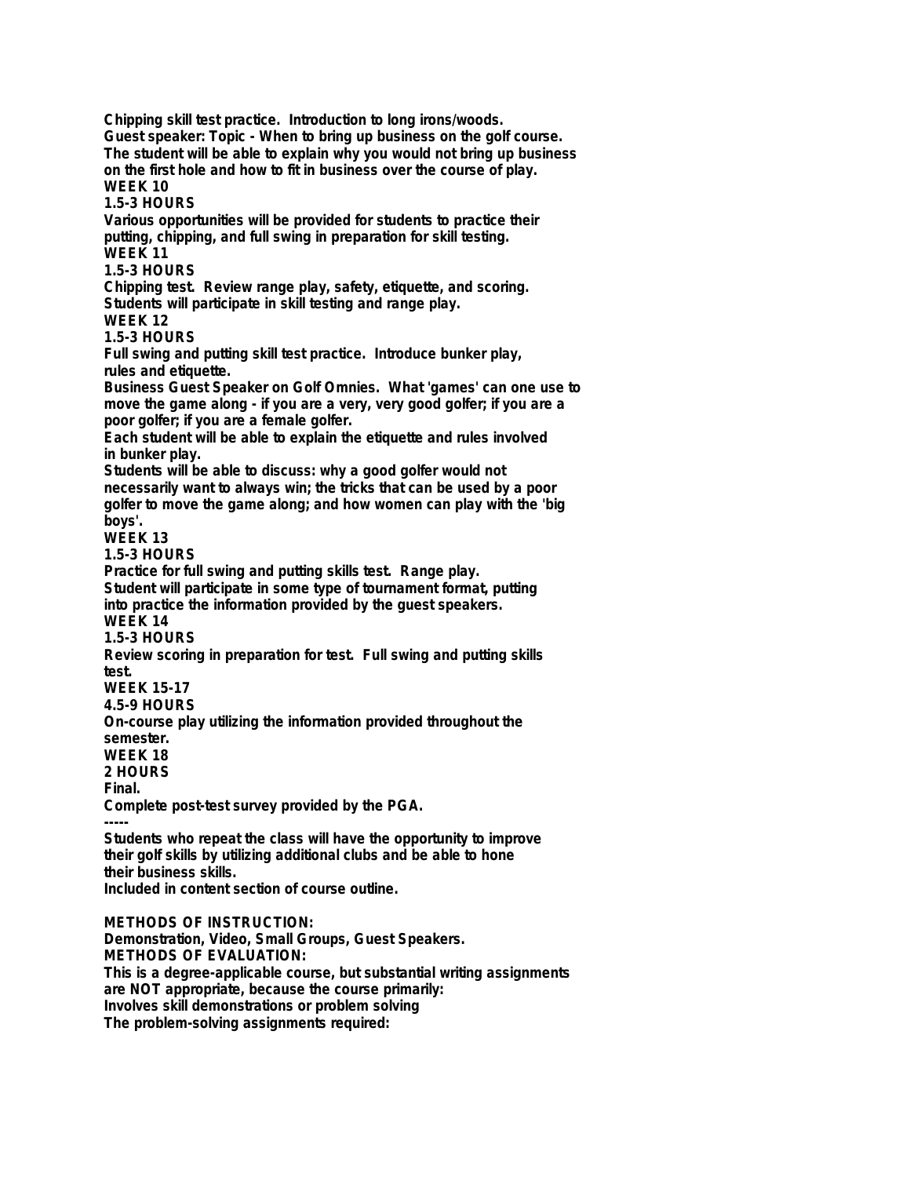Chipping skill test practice. Introduction to long irons/woods.
Guest speaker: Topic - When to bring up business on the golf course.
The student will be able to explain why you would not bring up business on the first hole and how to fit in business over the course of play.

WEEK 10
1.5-3 HOURS
Various opportunities will be provided for students to practice their putting, chipping, and full swing in preparation for skill testing.

WEEK 11
1.5-3 HOURS
Chipping test. Review range play, safety, etiquette, and scoring.
Students will participate in skill testing and range play.

WEEK 12
1.5-3 HOURS
Full swing and putting skill test practice. Introduce bunker play, rules and etiquette.
Business Guest Speaker on Golf Omnies. What 'games' can one use to move the game along - if you are a very, very good golfer; if you are a poor golfer; if you are a female golfer.
Each student will be able to explain the etiquette and rules involved in bunker play.
Students will be able to discuss: why a good golfer would not necessarily want to always win; the tricks that can be used by a poor golfer to move the game along; and how women can play with the 'big boys'.

WEEK 13
1.5-3 HOURS
Practice for full swing and putting skills test. Range play.
Student will participate in some type of tournament format, putting into practice the information provided by the guest speakers.

WEEK 14
1.5-3 HOURS
Review scoring in preparation for test. Full swing and putting skills test.

WEEK 15-17
4.5-9 HOURS
On-course play utilizing the information provided throughout the semester.

WEEK 18
2 HOURS
Final.
Complete post-test survey provided by the PGA.

-----

Students who repeat the class will have the opportunity to improve their golf skills by utilizing additional clubs and be able to hone their business skills.
Included in content section of course outline.

**METHODS OF INSTRUCTION:**
Demonstration, Video, Small Groups, Guest Speakers.

**METHODS OF EVALUATION:**
This is a degree-applicable course, but substantial writing assignments are NOT appropriate, because the course primarily:
Involves skill demonstrations or problem solving
The problem-solving assignments required: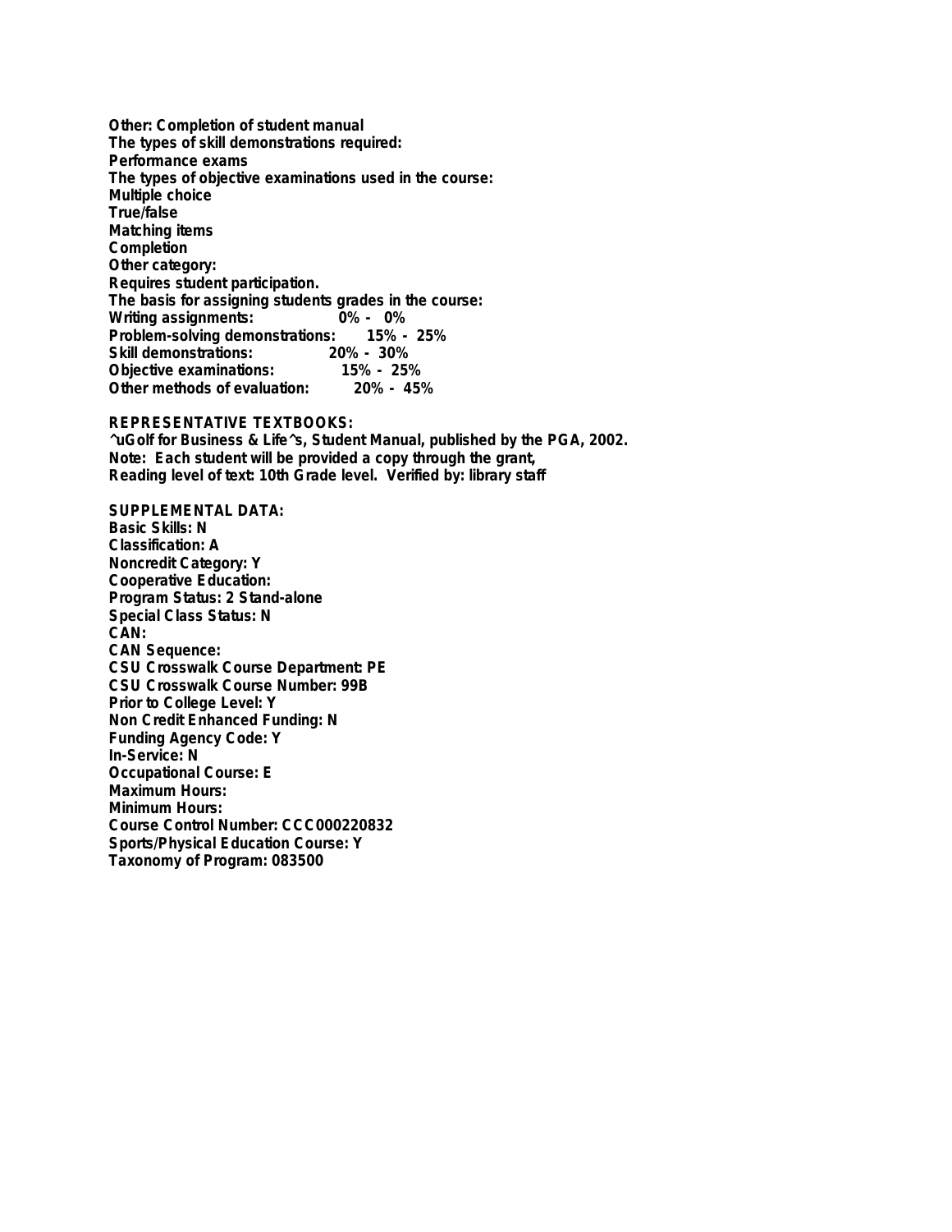**Other: Completion of student manual**
**The types of skill demonstrations required:**
**Performance exams**
**The types of objective examinations used in the course:**
**Multiple choice**
**True/false**
**Matching items**
**Completion**
**Other category:**
**Requires student participation.**
**The basis for assigning students grades in the course:**
**Writing assignments: 0% - 0%**
**Problem-solving demonstrations: 15% - 25%**
**Skill demonstrations: 20% - 30%**
**Objective examinations: 15% - 25%**
**Other methods of evaluation: 20% - 45%**

**REPRESENTATIVE TEXTBOOKS:**
**^uGolf for Business & Life^s, Student Manual, published by the PGA, 2002.**
**Note: Each student will be provided a copy through the grant,**
**Reading level of text: 10th Grade level. Verified by: library staff**

**SUPPLEMENTAL DATA:**
**Basic Skills: N**
**Classification: A**
**Noncredit Category: Y**
**Cooperative Education:**
**Program Status: 2 Stand-alone**
**Special Class Status: N**
**CAN:**
**CAN Sequence:**
**CSU Crosswalk Course Department: PE**
**CSU Crosswalk Course Number: 99B**
**Prior to College Level: Y**
**Non Credit Enhanced Funding: N**
**Funding Agency Code: Y**
**In-Service: N**
**Occupational Course: E**
**Maximum Hours:**
**Minimum Hours:**
**Course Control Number: CCC000220832**
**Sports/Physical Education Course: Y**
**Taxonomy of Program: 083500**